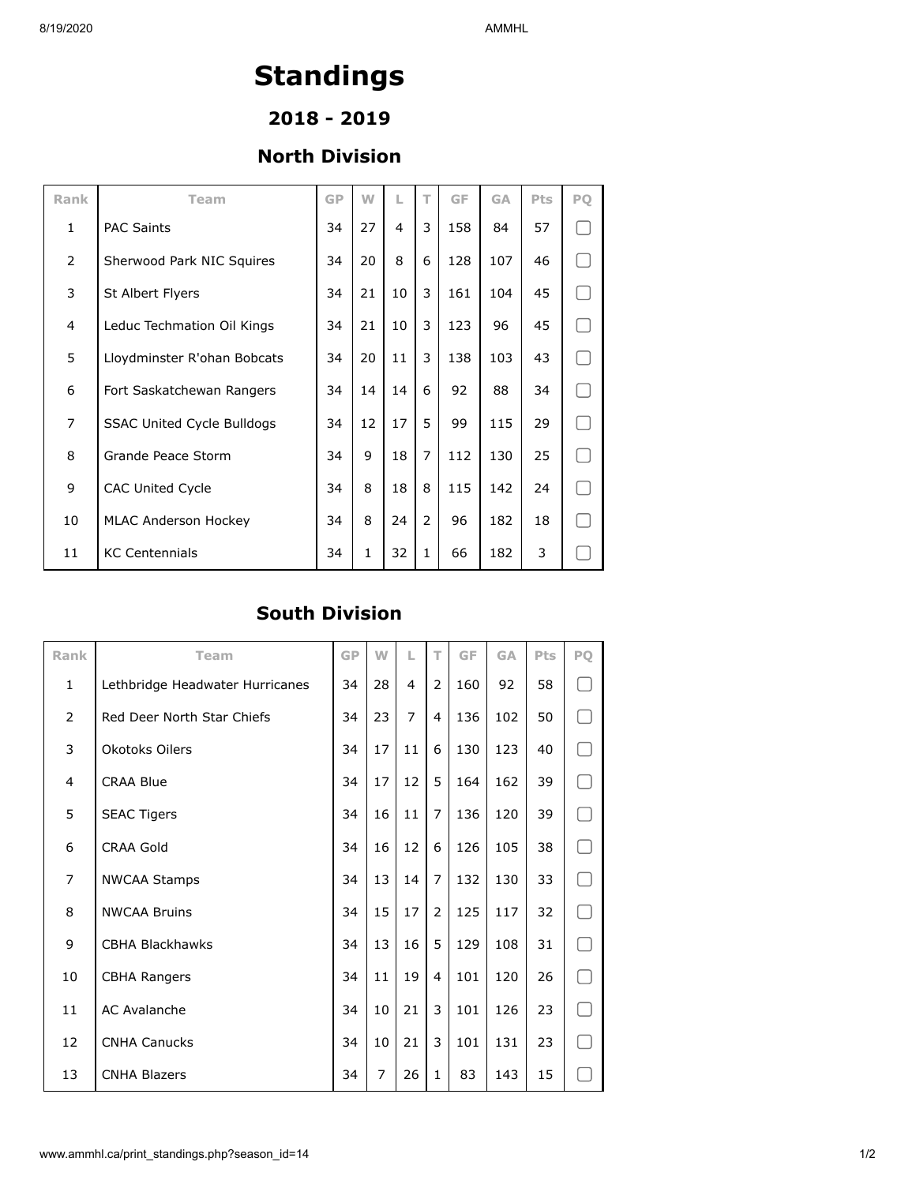# Standings

## 2018 - 2019

### North Division

| Rank | Team | GP | W | L | T | GF | GA | Pts | PQ |
|---|---|---|---|---|---|---|---|---|---|
| 1 | PAC Saints | 34 | 27 | 4 | 3 | 158 | 84 | 57 | |
| 2 | Sherwood Park NIC Squires | 34 | 20 | 8 | 6 | 128 | 107 | 46 | |
| 3 | St Albert Flyers | 34 | 21 | 10 | 3 | 161 | 104 | 45 | |
| 4 | Leduc Techmation Oil Kings | 34 | 21 | 10 | 3 | 123 | 96 | 45 | |
| 5 | Lloydminster R'ohan Bobcats | 34 | 20 | 11 | 3 | 138 | 103 | 43 | |
| 6 | Fort Saskatchewan Rangers | 34 | 14 | 14 | 6 | 92 | 88 | 34 | |
| 7 | SSAC United Cycle Bulldogs | 34 | 12 | 17 | 5 | 99 | 115 | 29 | |
| 8 | Grande Peace Storm | 34 | 9 | 18 | 7 | 112 | 130 | 25 | |
| 9 | CAC United Cycle | 34 | 8 | 18 | 8 | 115 | 142 | 24 | |
| 10 | MLAC Anderson Hockey | 34 | 8 | 24 | 2 | 96 | 182 | 18 | |
| 11 | KC Centennials | 34 | 1 | 32 | 1 | 66 | 182 | 3 | |

### South Division

| Rank | Team | GP | W | L | T | GF | GA | Pts | PQ |
|---|---|---|---|---|---|---|---|---|---|
| 1 | Lethbridge Headwater Hurricanes | 34 | 28 | 4 | 2 | 160 | 92 | 58 | |
| 2 | Red Deer North Star Chiefs | 34 | 23 | 7 | 4 | 136 | 102 | 50 | |
| 3 | Okotoks Oilers | 34 | 17 | 11 | 6 | 130 | 123 | 40 | |
| 4 | CRAA Blue | 34 | 17 | 12 | 5 | 164 | 162 | 39 | |
| 5 | SEAC Tigers | 34 | 16 | 11 | 7 | 136 | 120 | 39 | |
| 6 | CRAA Gold | 34 | 16 | 12 | 6 | 126 | 105 | 38 | |
| 7 | NWCAA Stamps | 34 | 13 | 14 | 7 | 132 | 130 | 33 | |
| 8 | NWCAA Bruins | 34 | 15 | 17 | 2 | 125 | 117 | 32 | |
| 9 | CBHA Blackhawks | 34 | 13 | 16 | 5 | 129 | 108 | 31 | |
| 10 | CBHA Rangers | 34 | 11 | 19 | 4 | 101 | 120 | 26 | |
| 11 | AC Avalanche | 34 | 10 | 21 | 3 | 101 | 126 | 23 | |
| 12 | CNHA Canucks | 34 | 10 | 21 | 3 | 101 | 131 | 23 | |
| 13 | CNHA Blazers | 34 | 7 | 26 | 1 | 83 | 143 | 15 | |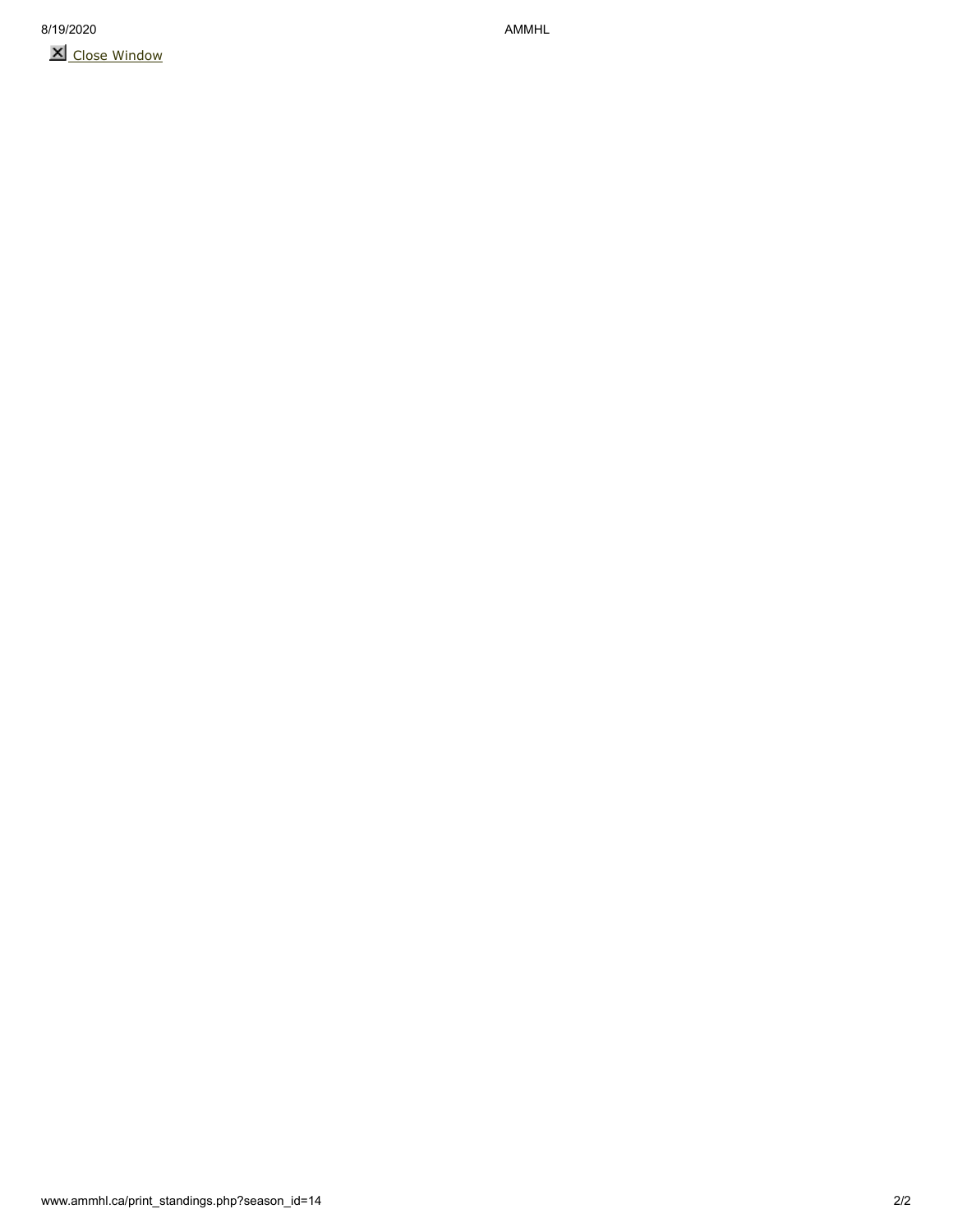Close Window